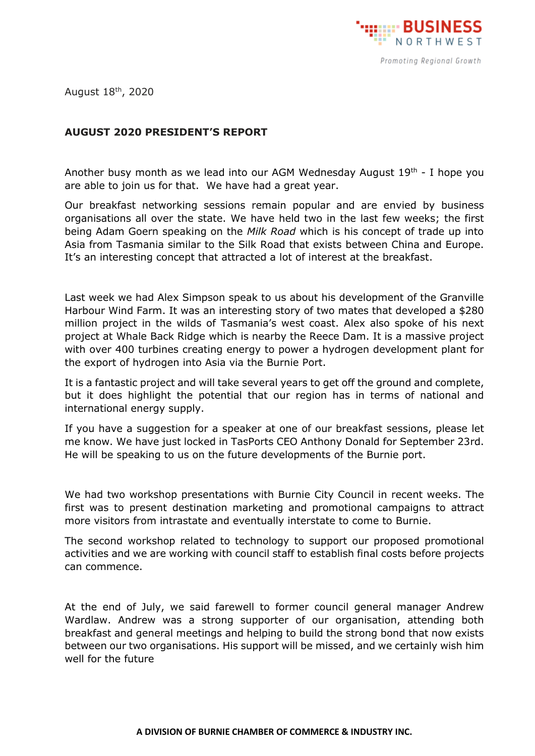August 18th, 2020

## AUGUST 2020 PRESIDENT'S REPORT

Another busy month as we lead into our AGM Wednesday August 19th - I hope you are able to join us for that. We have had a great year.

Our breakfast networking sessions remain popular and are envied by business organisations all over the state. We have held two in the last few weeks; the first being Adam Goern speaking on the *Milk Road* which is his concept of trade up into Asia from Tasmania similar to the Silk Road that exists between China and Europe. It's an interesting concept that attracted a lot of interest at the breakfast.

Last week we had Alex Simpson speak to us about his development of the Granville Harbour Wind Farm. It was an interesting story of two mates that developed a $280 million project in the wilds of Tasmania's west coast. Alex also spoke of his next project at Whale Back Ridge which is nearby the Reece Dam. It is a massive project with over 400 turbines creating energy to power a hydrogen development plant for the export of hydrogen into Asia via the Burnie Port.

It is a fantastic project and will take several years to get off the ground and complete, but it does highlight the potential that our region has in terms of national and international energy supply.

If you have a suggestion for a speaker at one of our breakfast sessions, please let me know. We have just locked in TasPorts CEO Anthony Donald for September 23rd. He will be speaking to us on the future developments of the Burnie port.

We had two workshop presentations with Burnie City Council in recent weeks. The first was to present destination marketing and promotional campaigns to attract more visitors from intrastate and eventually interstate to come to Burnie.

The second workshop related to technology to support our proposed promotional activities and we are working with council staff to establish final costs before projects can commence.

At the end of July, we said farewell to former council general manager Andrew Wardlaw. Andrew was a strong supporter of our organisation, attending both breakfast and general meetings and helping to build the strong bond that now exists between our two organisations. His support will be missed, and we certainly wish him well for the future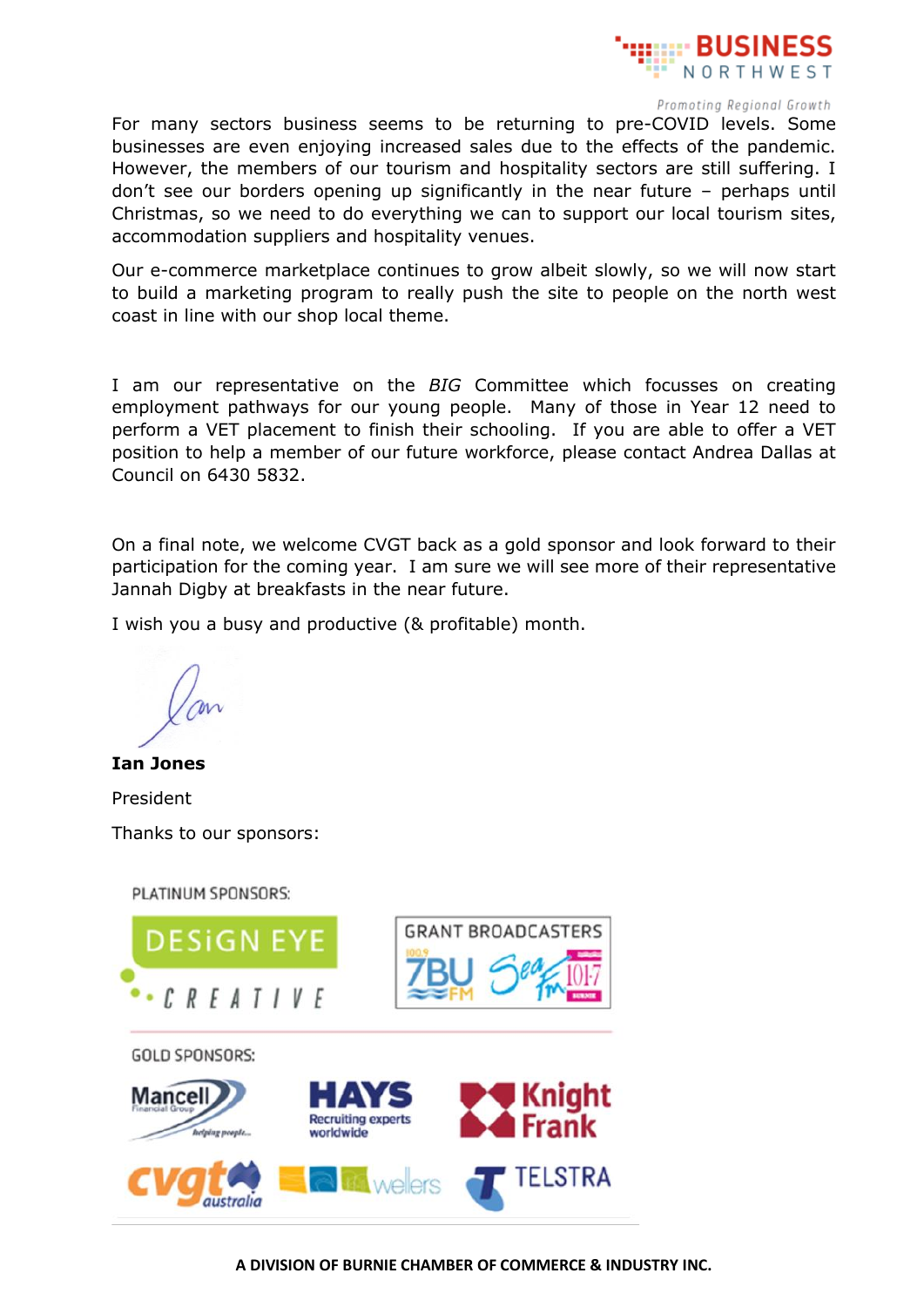For many sectors business seems to be returning to pre-COVID levels. Some businesses are even enjoying increased sales due to the effects of the pandemic. However, the members of our tourism and hospitality sectors are still suffering. I don't see our borders opening up significantly in the near future – perhaps until Christmas, so we need to do everything we can to support our local tourism sites, accommodation suppliers and hospitality venues.

Our e-commerce marketplace continues to grow albeit slowly, so we will now start to build a marketing program to really push the site to people on the north west coast in line with our shop local theme.

I am our representative on the *BIG* Committee which focusses on creating employment pathways for our young people. Many of those in Year 12 need to perform a VET placement to finish their schooling. If you are able to offer a VET position to help a member of our future workforce, please contact Andrea Dallas at Council on 6430 5832.

On a final note, we welcome CVGT back as a gold sponsor and look forward to their participation for the coming year. I am sure we will see more of their representative Jannah Digby at breakfasts in the near future.

I wish you a busy and productive (& profitable) month.

**Ian Jones**

President

Thanks to our sponsors:

PLATINUM SPONSORS:

DESiGN EYE CREATIVE

GRANT BROADCASTERS 7BU Sea FM 101.7

GOLD SPONSORS:

Mancell Financial Group

HAYS Recruiting experts worldwide

Knight Frank

cvgt australia

wellers

TELSTRA

A DIVISION OF BURNIE CHAMBER OF COMMERCE & INDUSTRY INC.